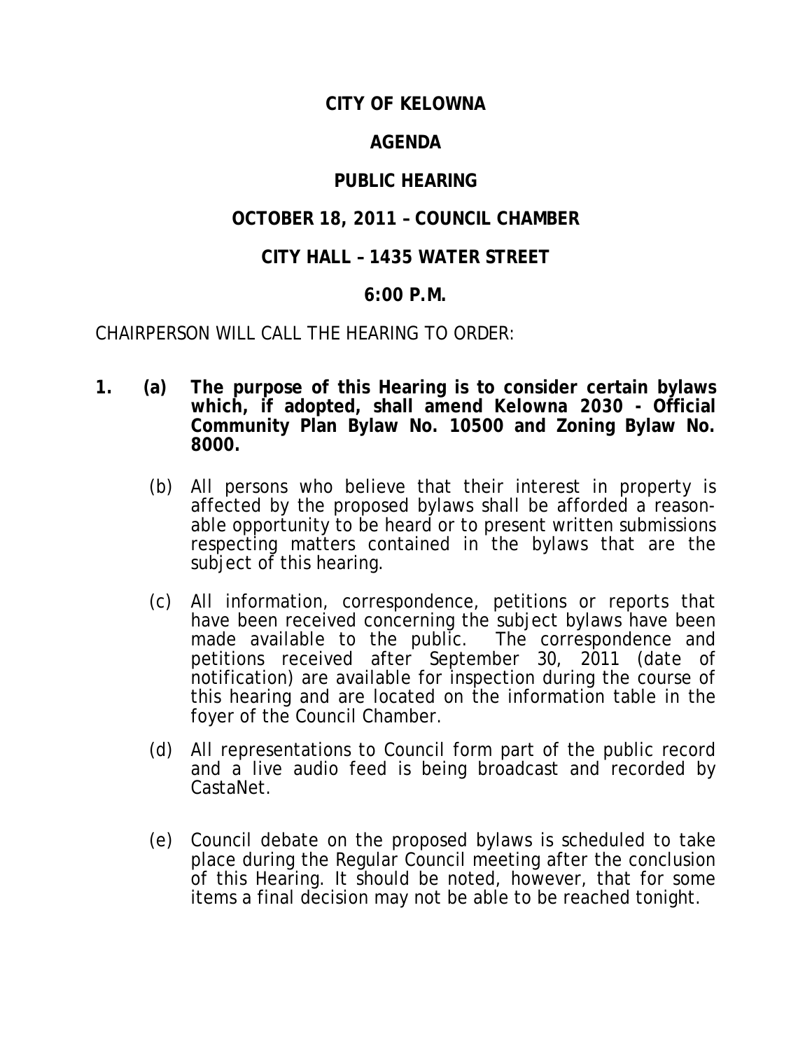# CITY OF KELOWNA

## AGENDA

## PUBLIC HEARING

## OCTOBER 18, 2011 – COUNCIL CHAMBER

## CITY HALL – 1435 WATER STREET

## 6:00 P.M.

CHAIRPERSON WILL CALL THE HEARING TO ORDER:

1. (a) **The purpose of this Hearing is to consider certain bylaws which, if adopted, shall amend Kelowna 2030 - Official Community Plan Bylaw No. 10500 and Zoning Bylaw No. 8000.**

   (b) All persons who believe that their interest in property is affected by the proposed bylaws shall be afforded a reasonable opportunity to be heard or to present written submissions respecting matters contained in the bylaws that are the subject of this hearing.

   (c) All information, correspondence, petitions or reports that have been received concerning the subject bylaws have been made available to the public. The correspondence and petitions received after September 30, 2011 (date of notification) are available for inspection during the course of this hearing and are located on the information table in the foyer of the Council Chamber.

   (d) All representations to Council form part of the public record and a live audio feed is being broadcast and recorded by CastaNet.

   (e) Council debate on the proposed bylaws is scheduled to take place during the Regular Council meeting after the conclusion of this Hearing. It should be noted, however, that for some items a final decision may not be able to be reached tonight.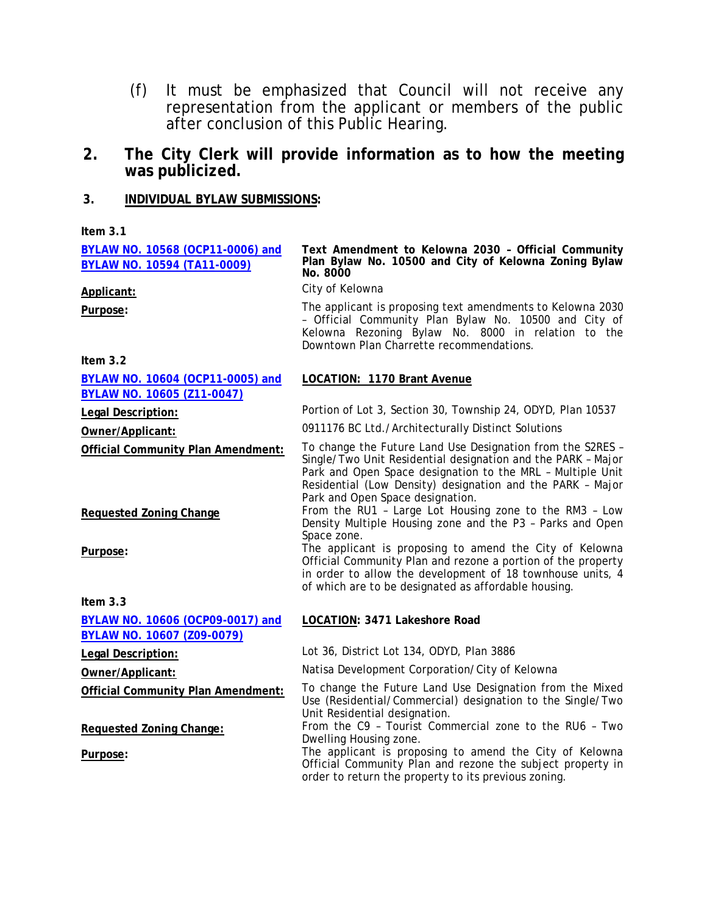(f) It must be emphasized that Council will not receive any representation from the applicant or members of the public after conclusion of this Public Hearing.

## 2. The City Clerk will provide information as to how the meeting was publicized.

### 3. INDIVIDUAL BYLAW SUBMISSIONS:

**Item 3.1**

| | |
|---|---|
| **BYLAW NO. 10568 (OCP11-0006) and BYLAW NO. 10594 (TA11-0009)** | **Text Amendment to Kelowna 2030 – Official Community Plan Bylaw No. 10500 and City of Kelowna Zoning Bylaw No. 8000** |
| **Applicant:** | City of Kelowna |
| **Purpose:** | The applicant is proposing text amendments to Kelowna 2030 – Official Community Plan Bylaw No. 10500 and City of Kelowna Rezoning Bylaw No. 8000 in relation to the Downtown Plan Charrette recommendations. |

**Item 3.2**

| | |
|---|---|
| **BYLAW NO. 10604 (OCP11-0005) and BYLAW NO. 10605 (Z11-0047)** | **LOCATION: 1170 Brant Avenue** |
| **Legal Description:** | Portion of Lot 3, Section 30, Township 24, ODYD, Plan 10537 |
| **Owner/Applicant:** | 0911176 BC Ltd./Architecturally Distinct Solutions |
| **Official Community Plan Amendment:** | To change the Future Land Use Designation from the S2RES – Single/Two Unit Residential designation and the PARK – Major Park and Open Space designation to the MRL – Multiple Unit Residential (Low Density) designation and the PARK – Major Park and Open Space designation. |
| **Requested Zoning Change** | From the RU1 – Large Lot Housing zone to the RM3 – Low Density Multiple Housing zone and the P3 – Parks and Open Space zone. |
| **Purpose:** | The applicant is proposing to amend the City of Kelowna Official Community Plan and rezone a portion of the property in order to allow the development of 18 townhouse units, 4 of which are to be designated as affordable housing. |

**Item 3.3**

| | |
|---|---|
| **BYLAW NO. 10606 (OCP09-0017) and BYLAW NO. 10607 (Z09-0079)** | **LOCATION: 3471 Lakeshore Road** |
| **Legal Description:** | Lot 36, District Lot 134, ODYD, Plan 3886 |
| **Owner/Applicant:** | Natisa Development Corporation/City of Kelowna |
| **Official Community Plan Amendment:** | To change the Future Land Use Designation from the Mixed Use (Residential/Commercial) designation to the Single/Two Unit Residential designation. |
| **Requested Zoning Change:** | From the C9 – Tourist Commercial zone to the RU6 – Two Dwelling Housing zone. |
| **Purpose:** | The applicant is proposing to amend the City of Kelowna Official Community Plan and rezone the subject property in order to return the property to its previous zoning. |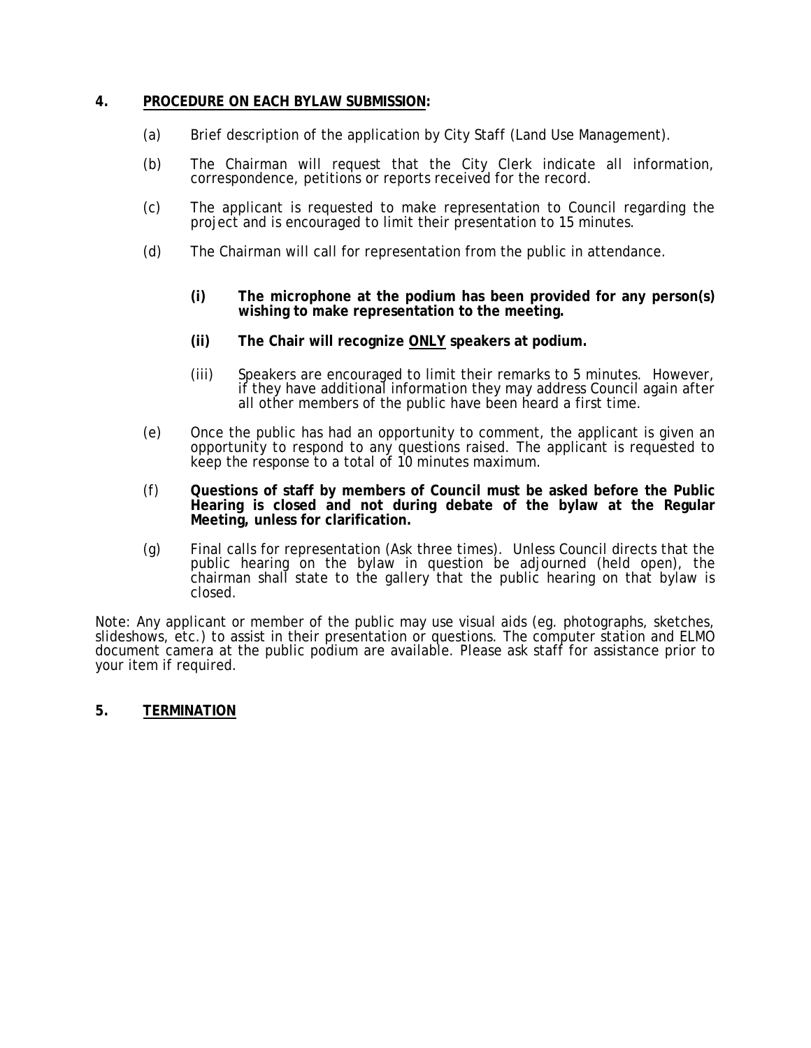## 4. **PROCEDURE ON EACH BYLAW SUBMISSION:**

(a) Brief description of the application by City Staff (Land Use Management).

(b) The Chairman will request that the City Clerk indicate all information, correspondence, petitions or reports received for the record.

(c) The applicant is requested to make representation to Council regarding the project and is encouraged to limit their presentation to 15 minutes.

(d) The Chairman will call for representation from the public in attendance.

  **(i) The microphone at the podium has been provided for any person(s) wishing to make representation to the meeting.**

  **(ii) The Chair will recognize ONLY speakers at podium.**

  (iii) Speakers are encouraged to limit their remarks to 5 minutes. However, if they have additional information they may address Council again after all other members of the public have been heard a first time.

(e) Once the public has had an opportunity to comment, the applicant is given an opportunity to respond to any questions raised. The applicant is requested to keep the response to a total of 10 minutes maximum.

(f) **Questions of staff by members of Council must be asked before the Public Hearing is closed and not during debate of the bylaw at the Regular Meeting, unless for clarification.**

(g) Final calls for representation (Ask three times). Unless Council directs that the public hearing on the bylaw in question be adjourned (held open), the chairman shall state to the gallery that the public hearing on that bylaw is closed.

Note: Any applicant or member of the public may use visual aids (eg. photographs, sketches, slideshows, etc.) to assist in their presentation or questions. The computer station and ELMO document camera at the public podium are available. Please ask staff for assistance prior to your item if required.

## 5. **TERMINATION**